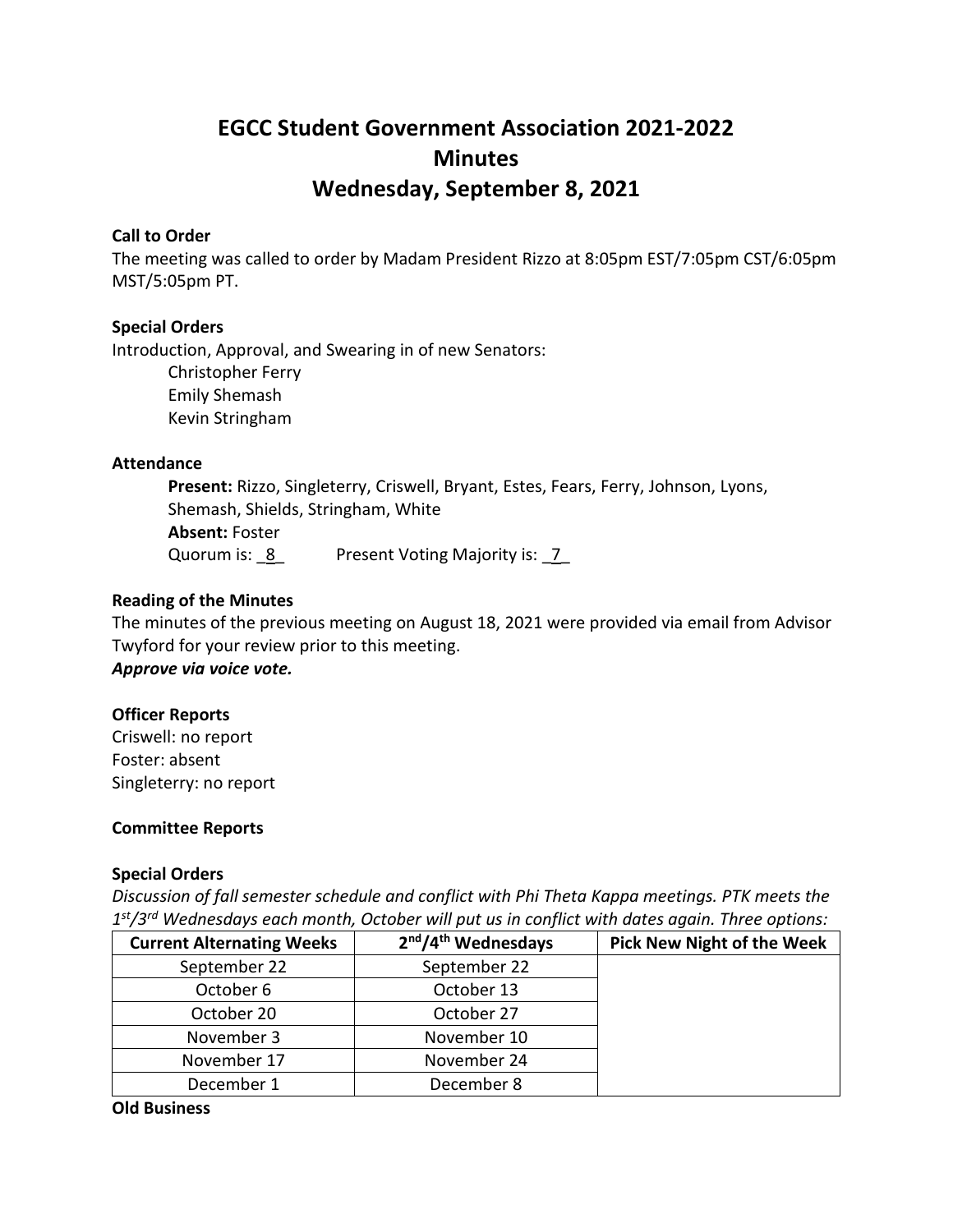# EGCC Student Government Association 2021-2022
# Minutes
# Wednesday, September 8, 2021

**Call to Order**

The meeting was called to order by Madam President Rizzo at 8:05pm EST/7:05pm CST/6:05pm MST/5:05pm PT.

**Special Orders**

Introduction, Approval, and Swearing in of new Senators:

- Christopher Ferry
- Emily Shemash
- Kevin Stringham

**Attendance**

**Present:** Rizzo, Singleterry, Criswell, Bryant, Estes, Fears, Ferry, Johnson, Lyons, Shemash, Shields, Stringham, White

**Absent:** Foster

Quorum is: _8_ Present Voting Majority is: _7_

**Reading of the Minutes**

The minutes of the previous meeting on August 18, 2021 were provided via email from Advisor Twyford for your review prior to this meeting.

***Approve via voice vote.***

**Officer Reports**

Criswell: no report

Foster: absent

Singleterry: no report

**Committee Reports**

**Special Orders**

*Discussion of fall semester schedule and conflict with Phi Theta Kappa meetings. PTK meets the 1st/3rd Wednesdays each month, October will put us in conflict with dates again. Three options:*

| Current Alternating Weeks | 2nd/4th Wednesdays | Pick New Night of the Week |
|---|---|---|
| September 22 | September 22 | |
| October 6 | October 13 | |
| October 20 | October 27 | |
| November 3 | November 10 | |
| November 17 | November 24 | |
| December 1 | December 8 | |

**Old Business**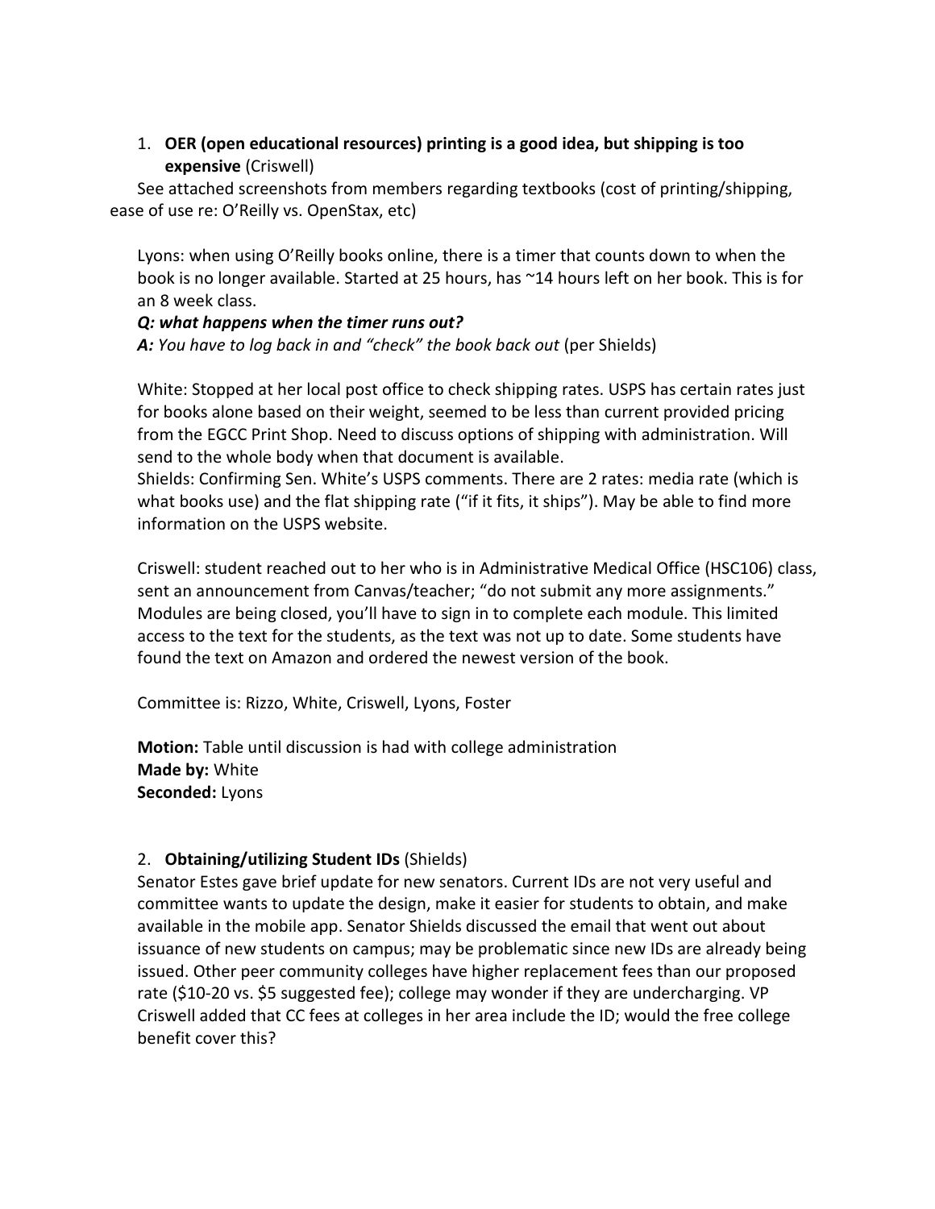1. **OER (open educational resources) printing is a good idea, but shipping is too expensive** (Criswell)

See attached screenshots from members regarding textbooks (cost of printing/shipping, ease of use re: O'Reilly vs. OpenStax, etc)

Lyons: when using O'Reilly books online, there is a timer that counts down to when the book is no longer available. Started at 25 hours, has ~14 hours left on her book. This is for an 8 week class.

***Q: what happens when the timer runs out?***
***A:*** *You have to log back in and "check" the book back out* (per Shields)

White: Stopped at her local post office to check shipping rates. USPS has certain rates just for books alone based on their weight, seemed to be less than current provided pricing from the EGCC Print Shop. Need to discuss options of shipping with administration. Will send to the whole body when that document is available.
Shields: Confirming Sen. White's USPS comments. There are 2 rates: media rate (which is what books use) and the flat shipping rate ("if it fits, it ships"). May be able to find more information on the USPS website.

Criswell: student reached out to her who is in Administrative Medical Office (HSC106) class, sent an announcement from Canvas/teacher; "do not submit any more assignments." Modules are being closed, you'll have to sign in to complete each module. This limited access to the text for the students, as the text was not up to date. Some students have found the text on Amazon and ordered the newest version of the book.

Committee is: Rizzo, White, Criswell, Lyons, Foster

**Motion:** Table until discussion is had with college administration
**Made by:** White
**Seconded:** Lyons

2. **Obtaining/utilizing Student IDs** (Shields)

Senator Estes gave brief update for new senators. Current IDs are not very useful and committee wants to update the design, make it easier for students to obtain, and make available in the mobile app. Senator Shields discussed the email that went out about issuance of new students on campus; may be problematic since new IDs are already being issued. Other peer community colleges have higher replacement fees than our proposed rate ($10-20 vs. $5 suggested fee); college may wonder if they are undercharging. VP Criswell added that CC fees at colleges in her area include the ID; would the free college benefit cover this?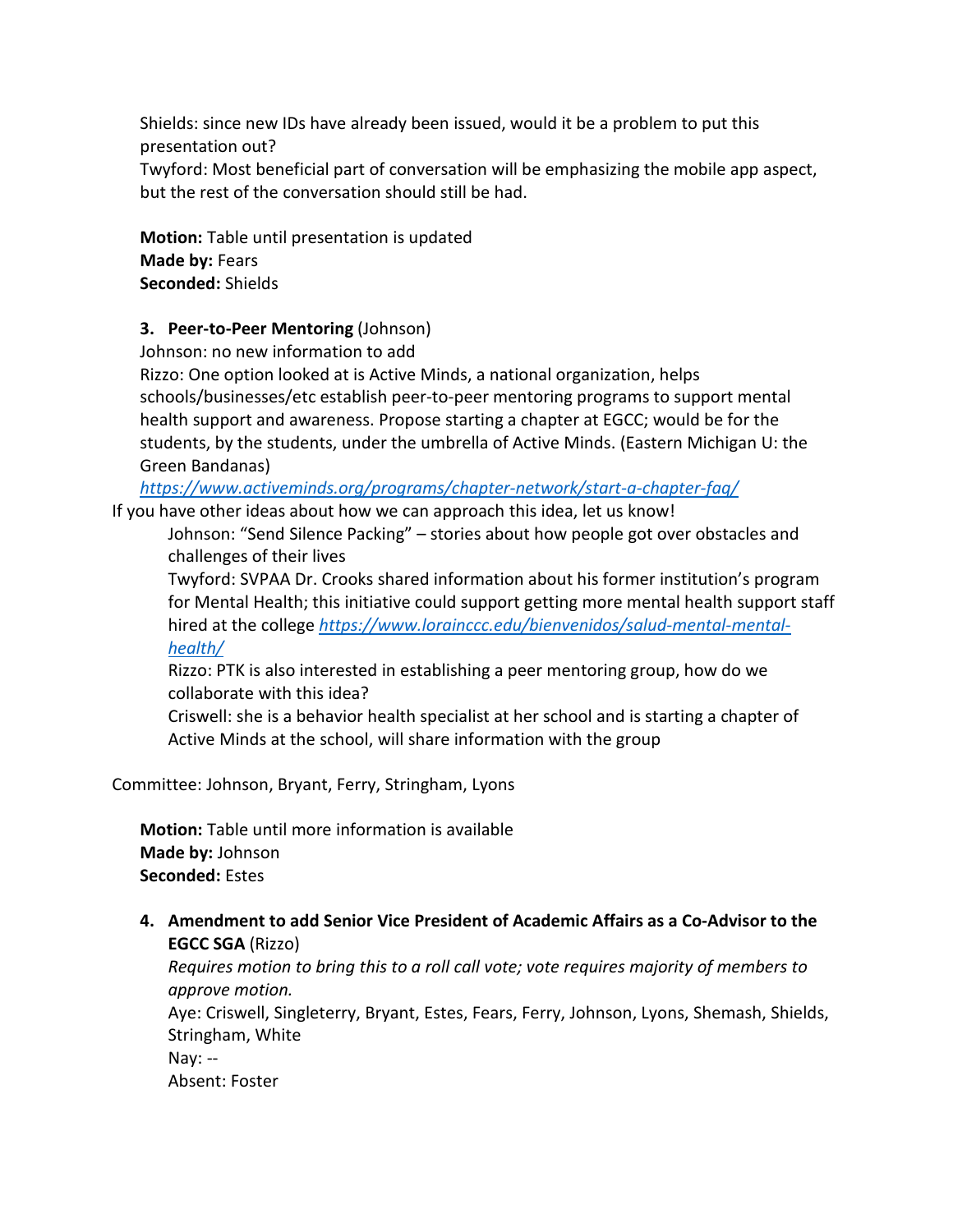Shields: since new IDs have already been issued, would it be a problem to put this presentation out?
Twyford: Most beneficial part of conversation will be emphasizing the mobile app aspect, but the rest of the conversation should still be had.

**Motion:** Table until presentation is updated
**Made by:** Fears
**Seconded:** Shields

3. **Peer-to-Peer Mentoring** (Johnson)
Johnson: no new information to add
Rizzo: One option looked at is Active Minds, a national organization, helps schools/businesses/etc establish peer-to-peer mentoring programs to support mental health support and awareness. Propose starting a chapter at EGCC; would be for the students, by the students, under the umbrella of Active Minds. (Eastern Michigan U: the Green Bandanas)
*https://www.activeminds.org/programs/chapter-network/start-a-chapter-faq/*

If you have other ideas about how we can approach this idea, let us know!

Johnson: "Send Silence Packing" – stories about how people got over obstacles and challenges of their lives
Twyford: SVPAA Dr. Crooks shared information about his former institution's program for Mental Health; this initiative could support getting more mental health support staff hired at the college *https://www.lorainccc.edu/bienvenidos/salud-mental-mental-health/*
Rizzo: PTK is also interested in establishing a peer mentoring group, how do we collaborate with this idea?
Criswell: she is a behavior health specialist at her school and is starting a chapter of Active Minds at the school, will share information with the group

Committee: Johnson, Bryant, Ferry, Stringham, Lyons

**Motion:** Table until more information is available
**Made by:** Johnson
**Seconded:** Estes

4. **Amendment to add Senior Vice President of Academic Affairs as a Co-Advisor to the EGCC SGA** (Rizzo)
*Requires motion to bring this to a roll call vote; vote requires majority of members to approve motion.*
Aye: Criswell, Singleterry, Bryant, Estes, Fears, Ferry, Johnson, Lyons, Shemash, Shields, Stringham, White
Nay: --
Absent: Foster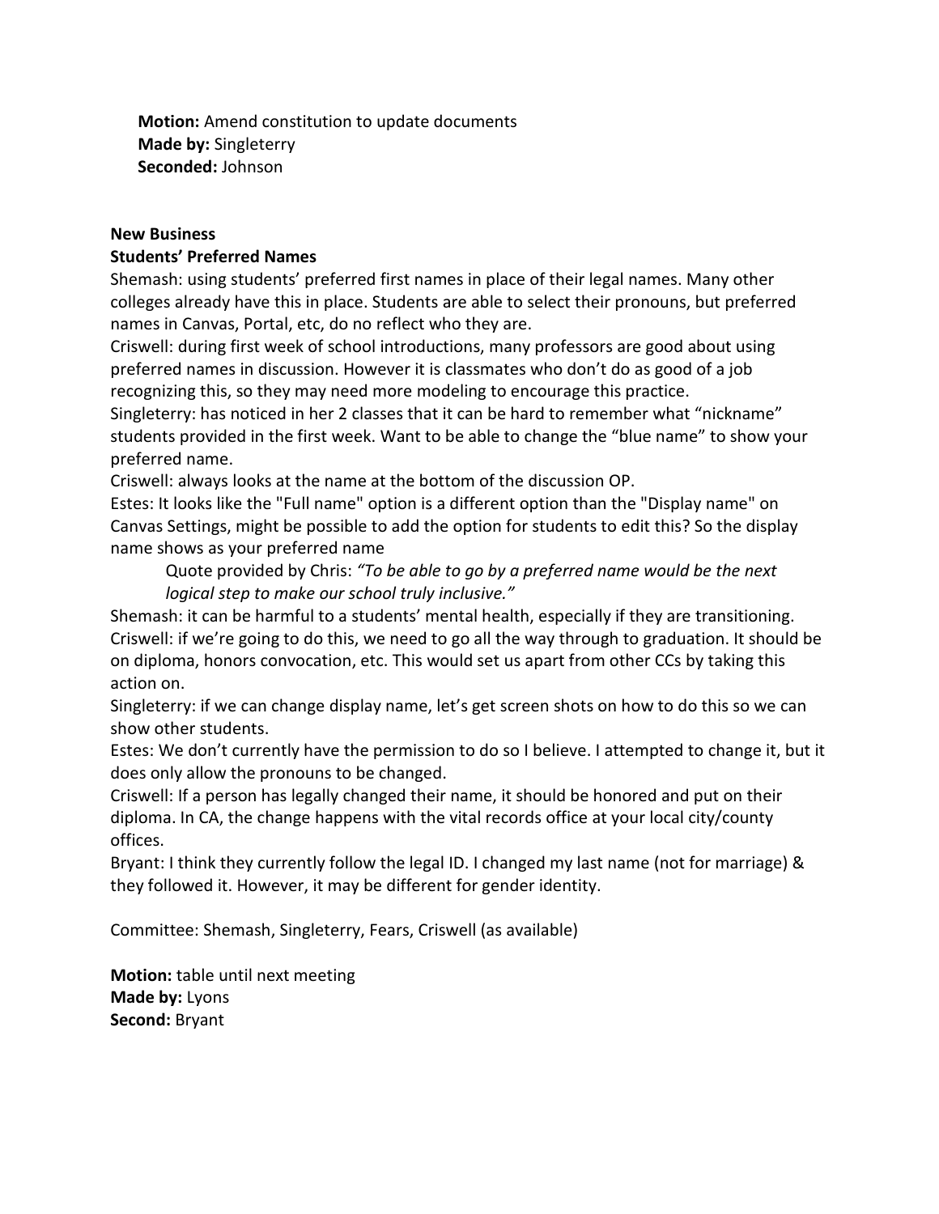**Motion:** Amend constitution to update documents
**Made by:** Singleterry
**Seconded:** Johnson

**New Business**
**Students' Preferred Names**

Shemash: using students' preferred first names in place of their legal names. Many other colleges already have this in place. Students are able to select their pronouns, but preferred names in Canvas, Portal, etc, do no reflect who they are.

Criswell: during first week of school introductions, many professors are good about using preferred names in discussion. However it is classmates who don't do as good of a job recognizing this, so they may need more modeling to encourage this practice.

Singleterry: has noticed in her 2 classes that it can be hard to remember what "nickname" students provided in the first week. Want to be able to change the "blue name" to show your preferred name.

Criswell: always looks at the name at the bottom of the discussion OP.

Estes: It looks like the "Full name" option is a different option than the "Display name" on Canvas Settings, might be possible to add the option for students to edit this? So the display name shows as your preferred name

> Quote provided by Chris: *"To be able to go by a preferred name would be the next logical step to make our school truly inclusive."*

Shemash: it can be harmful to a students' mental health, especially if they are transitioning.

Criswell: if we're going to do this, we need to go all the way through to graduation. It should be on diploma, honors convocation, etc. This would set us apart from other CCs by taking this action on.

Singleterry: if we can change display name, let's get screen shots on how to do this so we can show other students.

Estes: We don't currently have the permission to do so I believe. I attempted to change it, but it does only allow the pronouns to be changed.

Criswell: If a person has legally changed their name, it should be honored and put on their diploma. In CA, the change happens with the vital records office at your local city/county offices.

Bryant: I think they currently follow the legal ID. I changed my last name (not for marriage) & they followed it. However, it may be different for gender identity.

Committee: Shemash, Singleterry, Fears, Criswell (as available)

**Motion:** table until next meeting
**Made by:** Lyons
**Second:** Bryant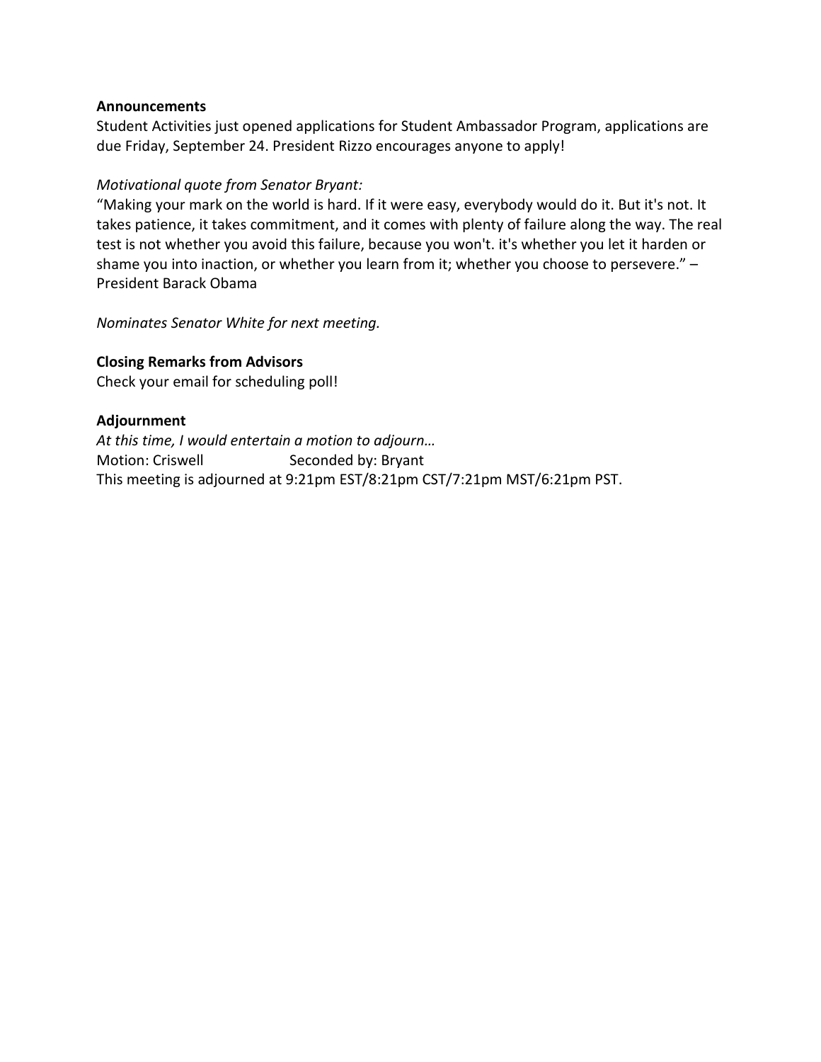**Announcements**

Student Activities just opened applications for Student Ambassador Program, applications are due Friday, September 24. President Rizzo encourages anyone to apply!

*Motivational quote from Senator Bryant:*

"Making your mark on the world is hard. If it were easy, everybody would do it. But it's not. It takes patience, it takes commitment, and it comes with plenty of failure along the way. The real test is not whether you avoid this failure, because you won't. it's whether you let it harden or shame you into inaction, or whether you learn from it; whether you choose to persevere." – President Barack Obama

*Nominates Senator White for next meeting.*

**Closing Remarks from Advisors**

Check your email for scheduling poll!

**Adjournment**

*At this time, I would entertain a motion to adjourn…*

Motion: Criswell Seconded by: Bryant

This meeting is adjourned at 9:21pm EST/8:21pm CST/7:21pm MST/6:21pm PST.